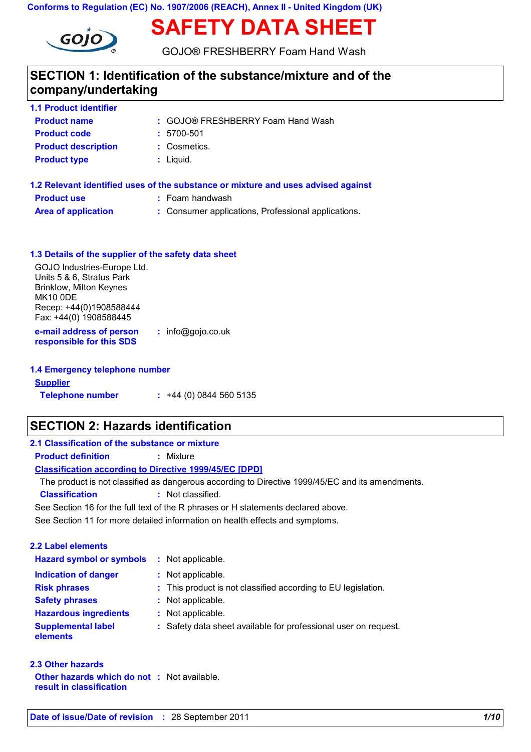Conforms to Regulation (EC) No. 1907/2006 (REACH), Annex II - United Kingdom (UK)

# SAFETY DATA SHEET

GOJO® FRESHBERRY Foam Hand Wash

## SECTION 1: Identification of the substance/mixture and of the company/undertaking

### 1.1 Product identifier

**Product name** : GOJO® FRESHBERRY Foam Hand Wash

**Product code** : 5700-501

**Product description** : Cosmetics.

**Product type** : Liquid.

### 1.2 Relevant identified uses of the substance or mixture and uses advised against

**Product use** : Foam handwash

**Area of application** : Consumer applications, Professional applications.

### 1.3 Details of the supplier of the safety data sheet

GOJO Industries-Europe Ltd.
Units 5 & 6, Stratus Park
Brinklow, Milton Keynes
MK10 0DE
Recep: +44(0)1908588444
Fax: +44(0) 1908588445

**e-mail address of person responsible for this SDS** : info@gojo.co.uk

### 1.4 Emergency telephone number

**Supplier**

**Telephone number** : +44 (0) 0844 560 5135

## SECTION 2: Hazards identification

### 2.1 Classification of the substance or mixture

**Product definition** : Mixture

**Classification according to Directive 1999/45/EC [DPD]**

The product is not classified as dangerous according to Directive 1999/45/EC and its amendments.

**Classification** : Not classified.

See Section 16 for the full text of the R phrases or H statements declared above.

See Section 11 for more detailed information on health effects and symptoms.

### 2.2 Label elements

**Hazard symbol or symbols** : Not applicable.

**Indication of danger** : Not applicable.

**Risk phrases** : This product is not classified according to EU legislation.

**Safety phrases** : Not applicable.

**Hazardous ingredients** : Not applicable.

**Supplemental label elements** : Safety data sheet available for professional user on request.

### 2.3 Other hazards

**Other hazards which do not result in classification** : Not available.

**Date of issue/Date of revision** : 28 September 2011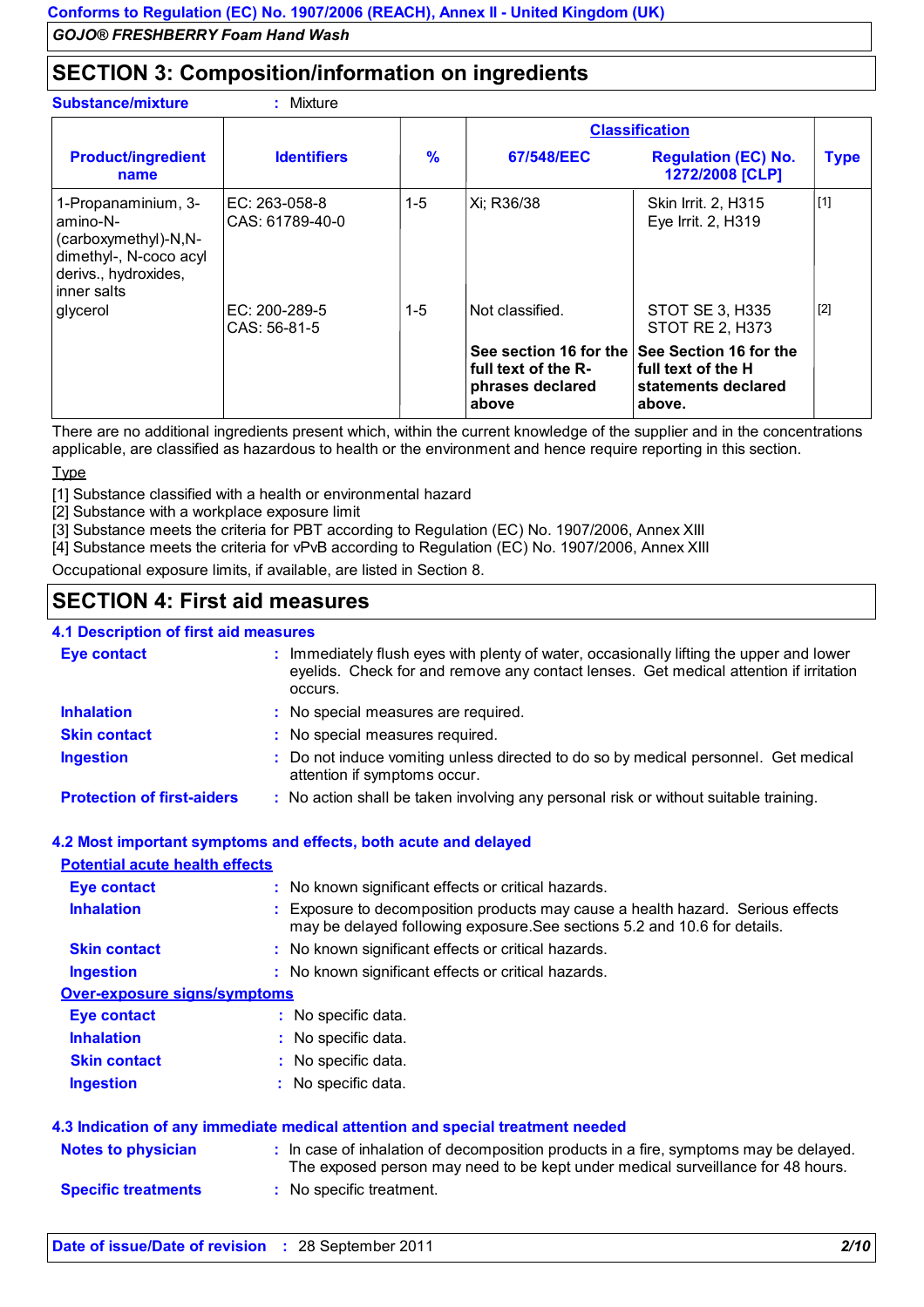## SECTION 3: Composition/information on ingredients

**Substance/mixture** : Mixture

| Product/ingredient name | Identifiers | % | Classification 67/548/EEC | Classification Regulation (EC) No. 1272/2008 [CLP] | Type |
|---|---|---|---|---|---|
| 1-Propanaminium, 3-amino-N-(carboxymethyl)-N,N-dimethyl-, N-coco acyl derivs., hydroxides, inner salts | EC: 263-058-8<br>CAS: 61789-40-0 | 1-5 | Xi; R36/38 | Skin Irrit. 2, H315<br>Eye Irrit. 2, H319 | [1] |
| glycerol | EC: 200-289-5<br>CAS: 56-81-5 | 1-5 | Not classified. | STOT SE 3, H335<br>STOT RE 2, H373 | [2] |
| | | | **See section 16 for the full text of the R-phrases declared above** | **See Section 16 for the full text of the H statements declared above.** | |

There are no additional ingredients present which, within the current knowledge of the supplier and in the concentrations applicable, are classified as hazardous to health or the environment and hence require reporting in this section.

Type

[1] Substance classified with a health or environmental hazard
[2] Substance with a workplace exposure limit
[3] Substance meets the criteria for PBT according to Regulation (EC) No. 1907/2006, Annex XIII
[4] Substance meets the criteria for vPvB according to Regulation (EC) No. 1907/2006, Annex XIII

Occupational exposure limits, if available, are listed in Section 8.

## SECTION 4: First aid measures

### 4.1 Description of first aid measures

**Eye contact** : Immediately flush eyes with plenty of water, occasionally lifting the upper and lower eyelids. Check for and remove any contact lenses. Get medical attention if irritation occurs.

**Inhalation** : No special measures are required.

**Skin contact** : No special measures required.

**Ingestion** : Do not induce vomiting unless directed to do so by medical personnel. Get medical attention if symptoms occur.

**Protection of first-aiders** : No action shall be taken involving any personal risk or without suitable training.

### 4.2 Most important symptoms and effects, both acute and delayed

**Potential acute health effects**

**Eye contact** : No known significant effects or critical hazards.

**Inhalation** : Exposure to decomposition products may cause a health hazard. Serious effects may be delayed following exposure.See sections 5.2 and 10.6 for details.

**Skin contact** : No known significant effects or critical hazards.

**Ingestion** : No known significant effects or critical hazards.

**Over-exposure signs/symptoms**

**Eye contact** : No specific data.

**Inhalation** : No specific data.

**Skin contact** : No specific data.

**Ingestion** : No specific data.

### 4.3 Indication of any immediate medical attention and special treatment needed

**Notes to physician** : In case of inhalation of decomposition products in a fire, symptoms may be delayed. The exposed person may need to be kept under medical surveillance for 48 hours.

**Specific treatments** : No specific treatment.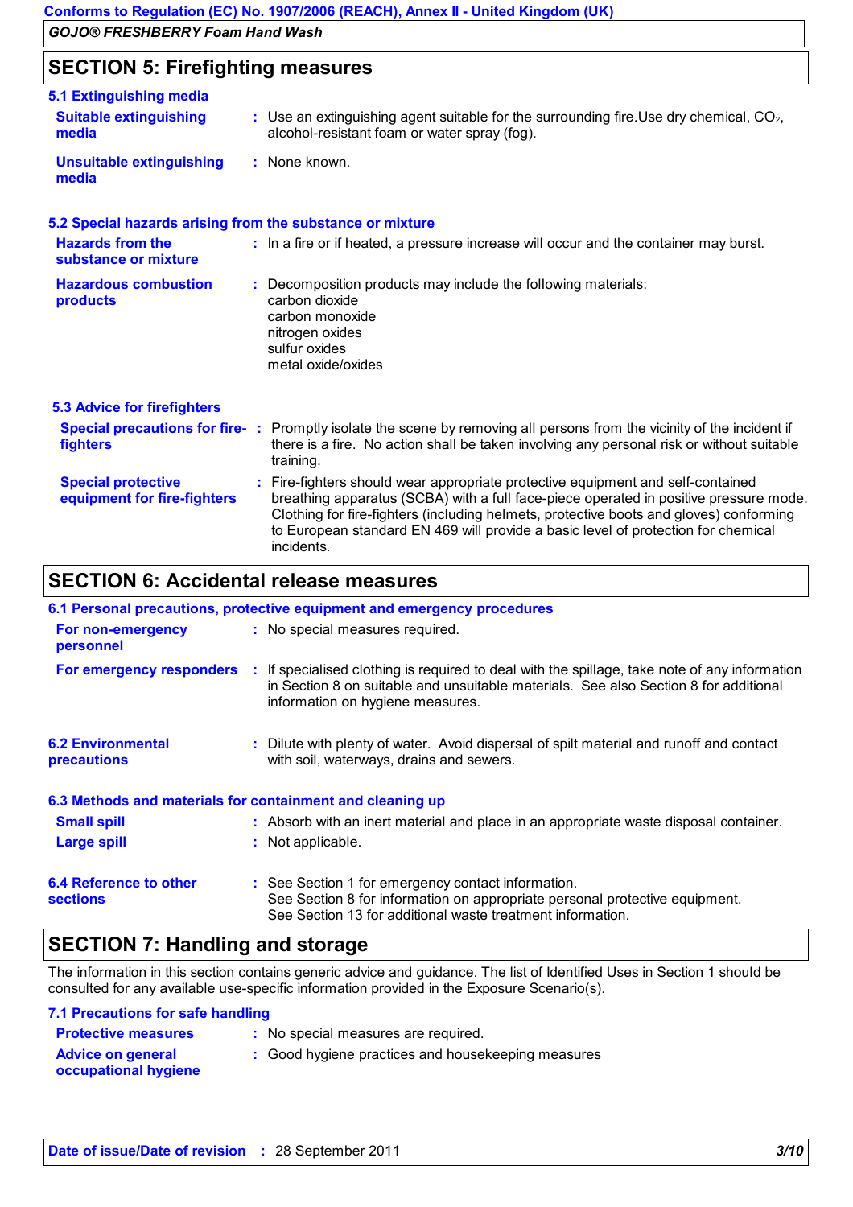## SECTION 5: Firefighting measures

### 5.1 Extinguishing media

**Suitable extinguishing media** : Use an extinguishing agent suitable for the surrounding fire.Use dry chemical, $CO_2$, alcohol-resistant foam or water spray (fog).

**Unsuitable extinguishing media** : None known.

### 5.2 Special hazards arising from the substance or mixture

**Hazards from the substance or mixture** : In a fire or if heated, a pressure increase will occur and the container may burst.

**Hazardous combustion products** : Decomposition products may include the following materials:
carbon dioxide
carbon monoxide
nitrogen oxides
sulfur oxides
metal oxide/oxides

### 5.3 Advice for firefighters

**Special precautions for fire-fighters** : Promptly isolate the scene by removing all persons from the vicinity of the incident if there is a fire. No action shall be taken involving any personal risk or without suitable training.

**Special protective equipment for fire-fighters** : Fire-fighters should wear appropriate protective equipment and self-contained breathing apparatus (SCBA) with a full face-piece operated in positive pressure mode. Clothing for fire-fighters (including helmets, protective boots and gloves) conforming to European standard EN 469 will provide a basic level of protection for chemical incidents.

## SECTION 6: Accidental release measures

### 6.1 Personal precautions, protective equipment and emergency procedures

**For non-emergency personnel** : No special measures required.

**For emergency responders** : If specialised clothing is required to deal with the spillage, take note of any information in Section 8 on suitable and unsuitable materials. See also Section 8 for additional information on hygiene measures.

**6.2 Environmental precautions** : Dilute with plenty of water. Avoid dispersal of spilt material and runoff and contact with soil, waterways, drains and sewers.

### 6.3 Methods and materials for containment and cleaning up

**Small spill** : Absorb with an inert material and place in an appropriate waste disposal container.

**Large spill** : Not applicable.

**6.4 Reference to other sections** : See Section 1 for emergency contact information.
See Section 8 for information on appropriate personal protective equipment.
See Section 13 for additional waste treatment information.

## SECTION 7: Handling and storage

The information in this section contains generic advice and guidance. The list of Identified Uses in Section 1 should be consulted for any available use-specific information provided in the Exposure Scenario(s).

### 7.1 Precautions for safe handling

**Protective measures** : No special measures are required.

**Advice on general occupational hygiene** : Good hygiene practices and housekeeping measures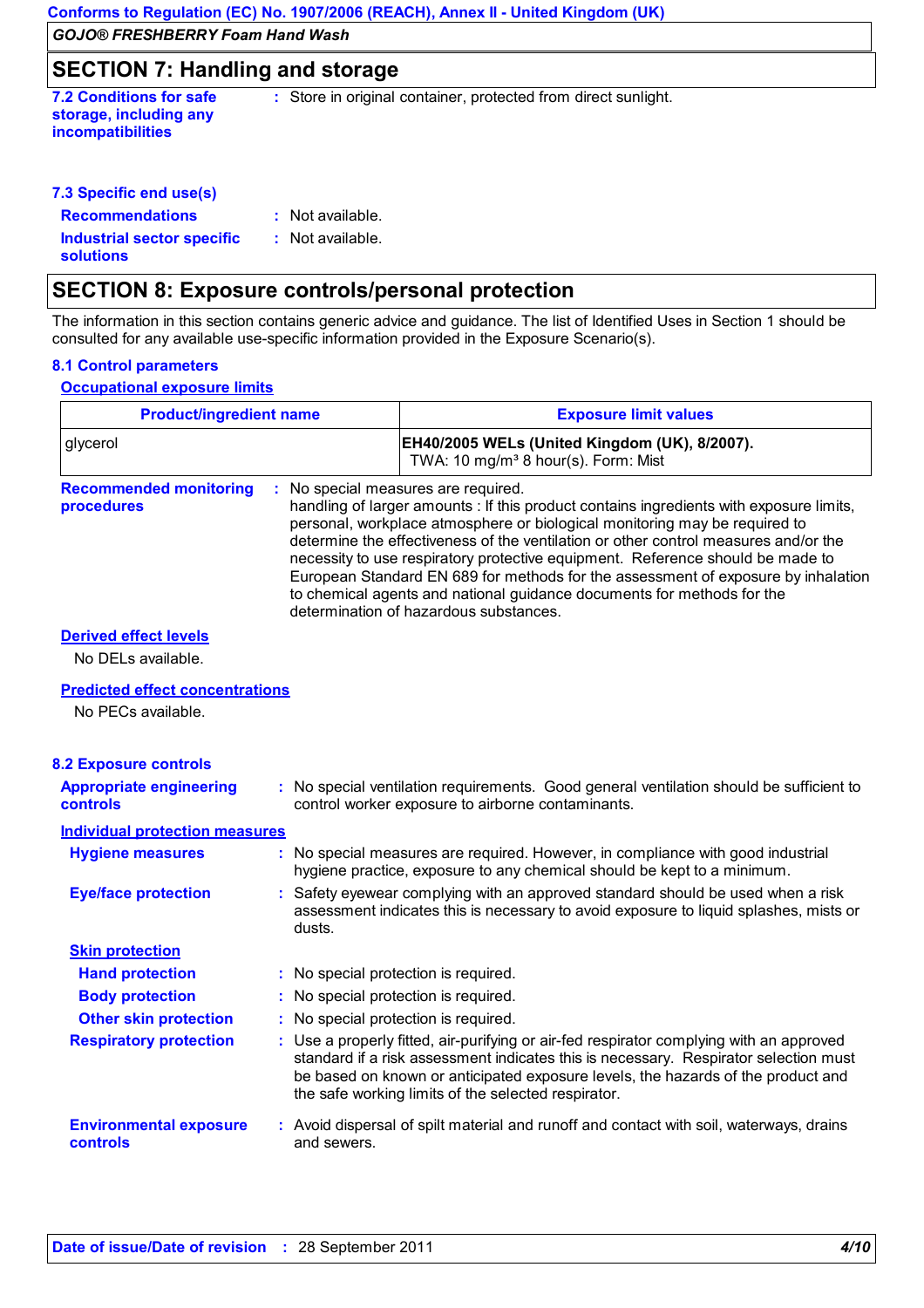## SECTION 7: Handling and storage

**7.2 Conditions for safe storage, including any incompatibilities** : Store in original container, protected from direct sunlight.

**7.3 Specific end use(s)**

**Recommendations** : Not available.

**Industrial sector specific solutions** : Not available.

## SECTION 8: Exposure controls/personal protection

The information in this section contains generic advice and guidance. The list of Identified Uses in Section 1 should be consulted for any available use-specific information provided in the Exposure Scenario(s).

**8.1 Control parameters**

**Occupational exposure limits**

| Product/ingredient name | Exposure limit values |
|---|---|
| glycerol | **EH40/2005 WELs (United Kingdom (UK), 8/2007).** TWA: 10 mg/m³ 8 hour(s). Form: Mist |

**Recommended monitoring procedures** : No special measures are required. handling of larger amounts : If this product contains ingredients with exposure limits, personal, workplace atmosphere or biological monitoring may be required to determine the effectiveness of the ventilation or other control measures and/or the necessity to use respiratory protective equipment. Reference should be made to European Standard EN 689 for methods for the assessment of exposure by inhalation to chemical agents and national guidance documents for methods for the determination of hazardous substances.

**Derived effect levels**

No DELs available.

**Predicted effect concentrations**

No PECs available.

**8.2 Exposure controls**

**Appropriate engineering controls** : No special ventilation requirements. Good general ventilation should be sufficient to control worker exposure to airborne contaminants.

**Individual protection measures**

**Hygiene measures** : No special measures are required. However, in compliance with good industrial hygiene practice, exposure to any chemical should be kept to a minimum.

**Eye/face protection** : Safety eyewear complying with an approved standard should be used when a risk assessment indicates this is necessary to avoid exposure to liquid splashes, mists or dusts.

**Skin protection**

**Hand protection** : No special protection is required.

**Body protection** : No special protection is required.

**Other skin protection** : No special protection is required.

**Respiratory protection** : Use a properly fitted, air-purifying or air-fed respirator complying with an approved standard if a risk assessment indicates this is necessary. Respirator selection must be based on known or anticipated exposure levels, the hazards of the product and the safe working limits of the selected respirator.

**Environmental exposure controls** : Avoid dispersal of spilt material and runoff and contact with soil, waterways, drains and sewers.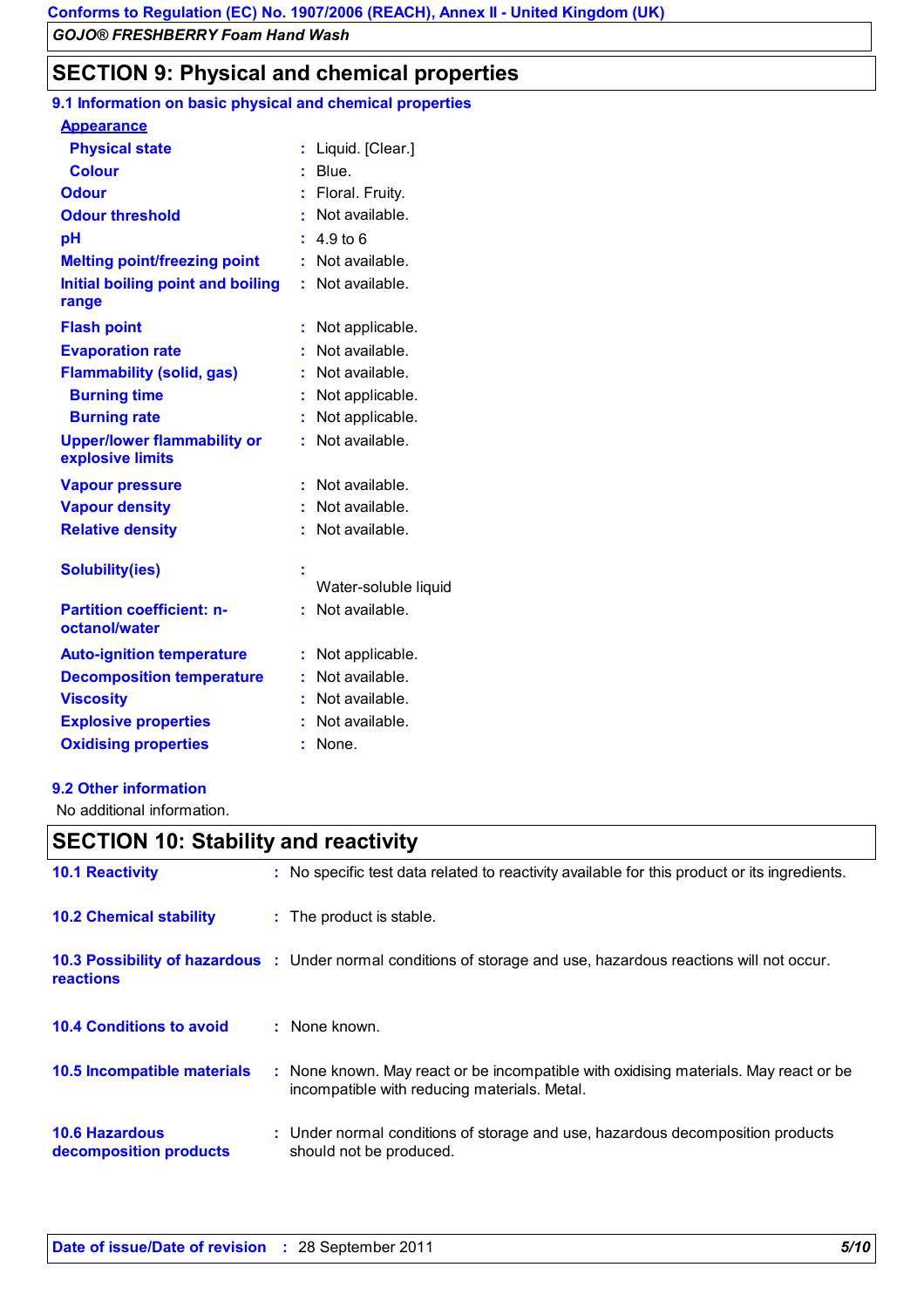## SECTION 9: Physical and chemical properties

### 9.1 Information on basic physical and chemical properties

**Appearance**

| Property | Value |
|---|---|
| **Physical state** | Liquid. [Clear.] |
| **Colour** | Blue. |
| **Odour** | Floral. Fruity. |
| **Odour threshold** | Not available. |
| **pH** | 4.9 to 6 |
| **Melting point/freezing point** | Not available. |
| **Initial boiling point and boiling range** | Not available. |
| **Flash point** | Not applicable. |
| **Evaporation rate** | Not available. |
| **Flammability (solid, gas)** | Not available. |
| **Burning time** | Not applicable. |
| **Burning rate** | Not applicable. |
| **Upper/lower flammability or explosive limits** | Not available. |
| **Vapour pressure** | Not available. |
| **Vapour density** | Not available. |
| **Relative density** | Not available. |
| **Solubility(ies)** | Water-soluble liquid |
| **Partition coefficient: n-octanol/water** | Not available. |
| **Auto-ignition temperature** | Not applicable. |
| **Decomposition temperature** | Not available. |
| **Viscosity** | Not available. |
| **Explosive properties** | Not available. |
| **Oxidising properties** | None. |

### 9.2 Other information

No additional information.

## SECTION 10: Stability and reactivity

| | |
|---|---|
| **10.1 Reactivity** | No specific test data related to reactivity available for this product or its ingredients. |
| **10.2 Chemical stability** | The product is stable. |
| **10.3 Possibility of hazardous reactions** | Under normal conditions of storage and use, hazardous reactions will not occur. |
| **10.4 Conditions to avoid** | None known. |
| **10.5 Incompatible materials** | None known. May react or be incompatible with oxidising materials. May react or be incompatible with reducing materials. Metal. |
| **10.6 Hazardous decomposition products** | Under normal conditions of storage and use, hazardous decomposition products should not be produced. |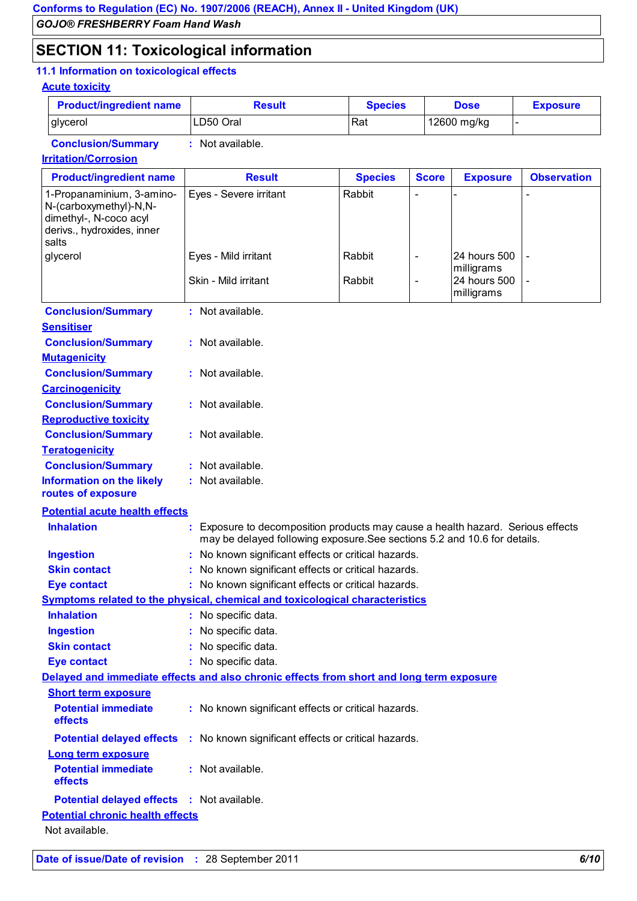## SECTION 11: Toxicological information

### 11.1 Information on toxicological effects

**Acute toxicity**

| Product/ingredient name | Result | Species | Dose | Exposure |
|---|---|---|---|---|
| glycerol | LD50 Oral | Rat | 12600 mg/kg | - |

**Conclusion/Summary** : Not available.

**Irritation/Corrosion**

| Product/ingredient name | Result | Species | Score | Exposure | Observation |
|---|---|---|---|---|---|
| 1-Propanaminium, 3-amino-N-(carboxymethyl)-N,N-dimethyl-, N-coco acyl derivs., hydroxides, inner salts | Eyes - Severe irritant | Rabbit | - | - | - |
| glycerol | Eyes - Mild irritant | Rabbit | - | 24 hours 500 milligrams | - |
| | Skin - Mild irritant | Rabbit | - | 24 hours 500 milligrams | - |

**Conclusion/Summary** : Not available.

**Sensitiser**

**Conclusion/Summary** : Not available.

**Mutagenicity**

**Conclusion/Summary** : Not available.

**Carcinogenicity**

**Conclusion/Summary** : Not available.

**Reproductive toxicity**

**Conclusion/Summary** : Not available.

**Teratogenicity**

**Conclusion/Summary** : Not available.

**Information on the likely routes of exposure** : Not available.

**Potential acute health effects**

**Inhalation** : Exposure to decomposition products may cause a health hazard. Serious effects may be delayed following exposure.See sections 5.2 and 10.6 for details.

**Ingestion** : No known significant effects or critical hazards.

**Skin contact** : No known significant effects or critical hazards.

**Eye contact** : No known significant effects or critical hazards.

**Symptoms related to the physical, chemical and toxicological characteristics**

**Inhalation** : No specific data.

**Ingestion** : No specific data.

**Skin contact** : No specific data.

**Eye contact** : No specific data.

**Delayed and immediate effects and also chronic effects from short and long term exposure**

**Short term exposure**

**Potential immediate effects** : No known significant effects or critical hazards.

**Potential delayed effects** : No known significant effects or critical hazards.

**Long term exposure**

**Potential immediate effects** : Not available.

**Potential delayed effects** : Not available.

**Potential chronic health effects**

Not available.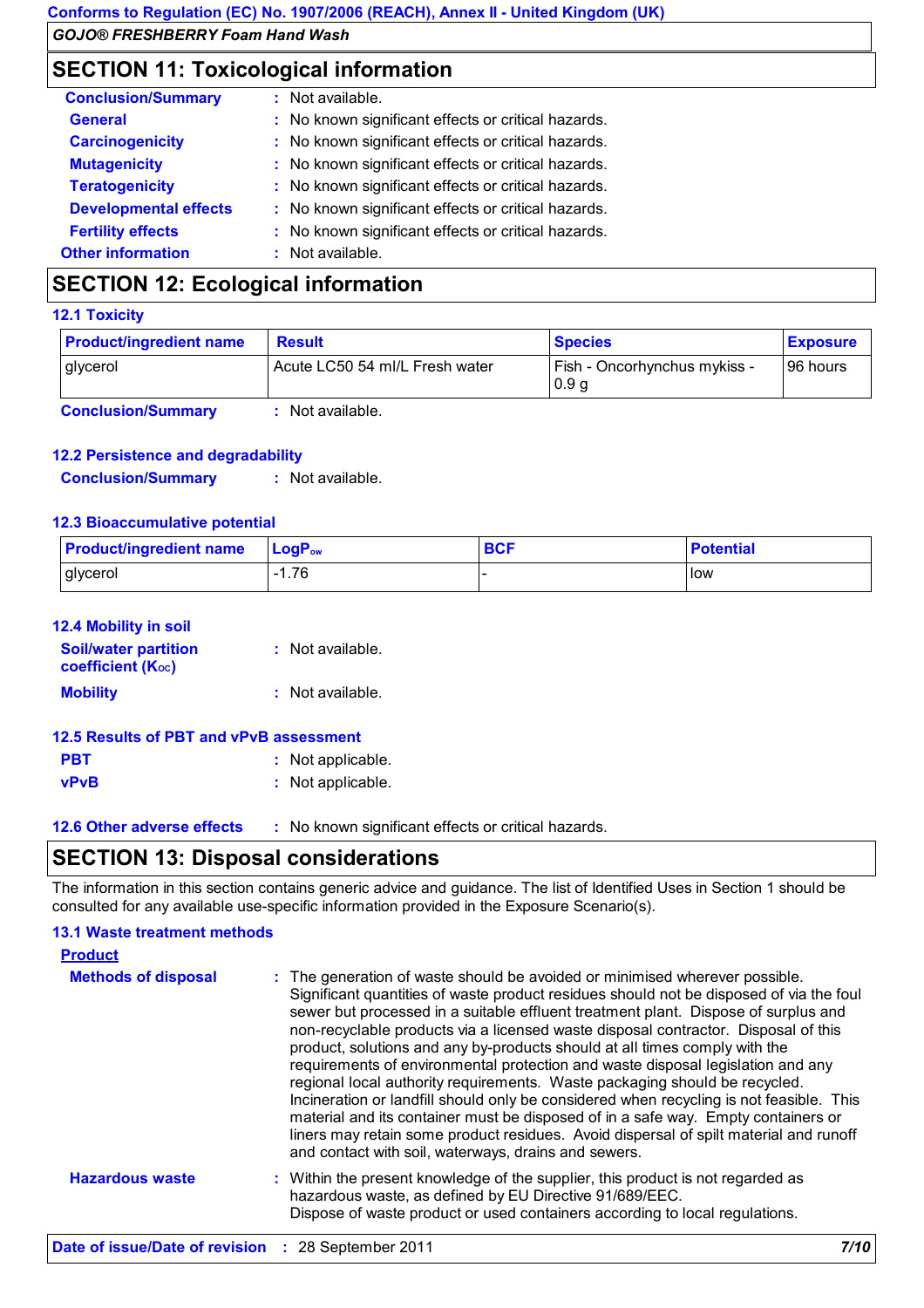## SECTION 11: Toxicological information

| | | |
|---|---|---|
| **Conclusion/Summary** | : | Not available. |
| **General** | : | No known significant effects or critical hazards. |
| **Carcinogenicity** | : | No known significant effects or critical hazards. |
| **Mutagenicity** | : | No known significant effects or critical hazards. |
| **Teratogenicity** | : | No known significant effects or critical hazards. |
| **Developmental effects** | : | No known significant effects or critical hazards. |
| **Fertility effects** | : | No known significant effects or critical hazards. |
| **Other information** | : | Not available. |

## SECTION 12: Ecological information

### 12.1 Toxicity

| Product/ingredient name | Result | Species | Exposure |
|---|---|---|---|
| glycerol | Acute LC50 54 ml/L Fresh water | Fish - Oncorhynchus mykiss - 0.9 g | 96 hours |

**Conclusion/Summary** : Not available.

### 12.2 Persistence and degradability

**Conclusion/Summary** : Not available.

### 12.3 Bioaccumulative potential

| Product/ingredient name | $LogP_{ow}$ | BCF | Potential |
|---|---|---|---|
| glycerol | -1.76 | - | low |

### 12.4 Mobility in soil

**Soil/water partition coefficient ($K_{OC}$)** : Not available.

**Mobility** : Not available.

### 12.5 Results of PBT and vPvB assessment

**PBT** : Not applicable.

**vPvB** : Not applicable.

### 12.6 Other adverse effects

: No known significant effects or critical hazards.

## SECTION 13: Disposal considerations

The information in this section contains generic advice and guidance. The list of Identified Uses in Section 1 should be consulted for any available use-specific information provided in the Exposure Scenario(s).

### 13.1 Waste treatment methods

**Product**

**Methods of disposal** : The generation of waste should be avoided or minimised wherever possible. Significant quantities of waste product residues should not be disposed of via the foul sewer but processed in a suitable effluent treatment plant. Dispose of surplus and non-recyclable products via a licensed waste disposal contractor. Disposal of this product, solutions and any by-products should at all times comply with the requirements of environmental protection and waste disposal legislation and any regional local authority requirements. Waste packaging should be recycled. Incineration or landfill should only be considered when recycling is not feasible. This material and its container must be disposed of in a safe way. Empty containers or liners may retain some product residues. Avoid dispersal of spilt material and runoff and contact with soil, waterways, drains and sewers.

**Hazardous waste** : Within the present knowledge of the supplier, this product is not regarded as hazardous waste, as defined by EU Directive 91/689/EEC.
Dispose of waste product or used containers according to local regulations.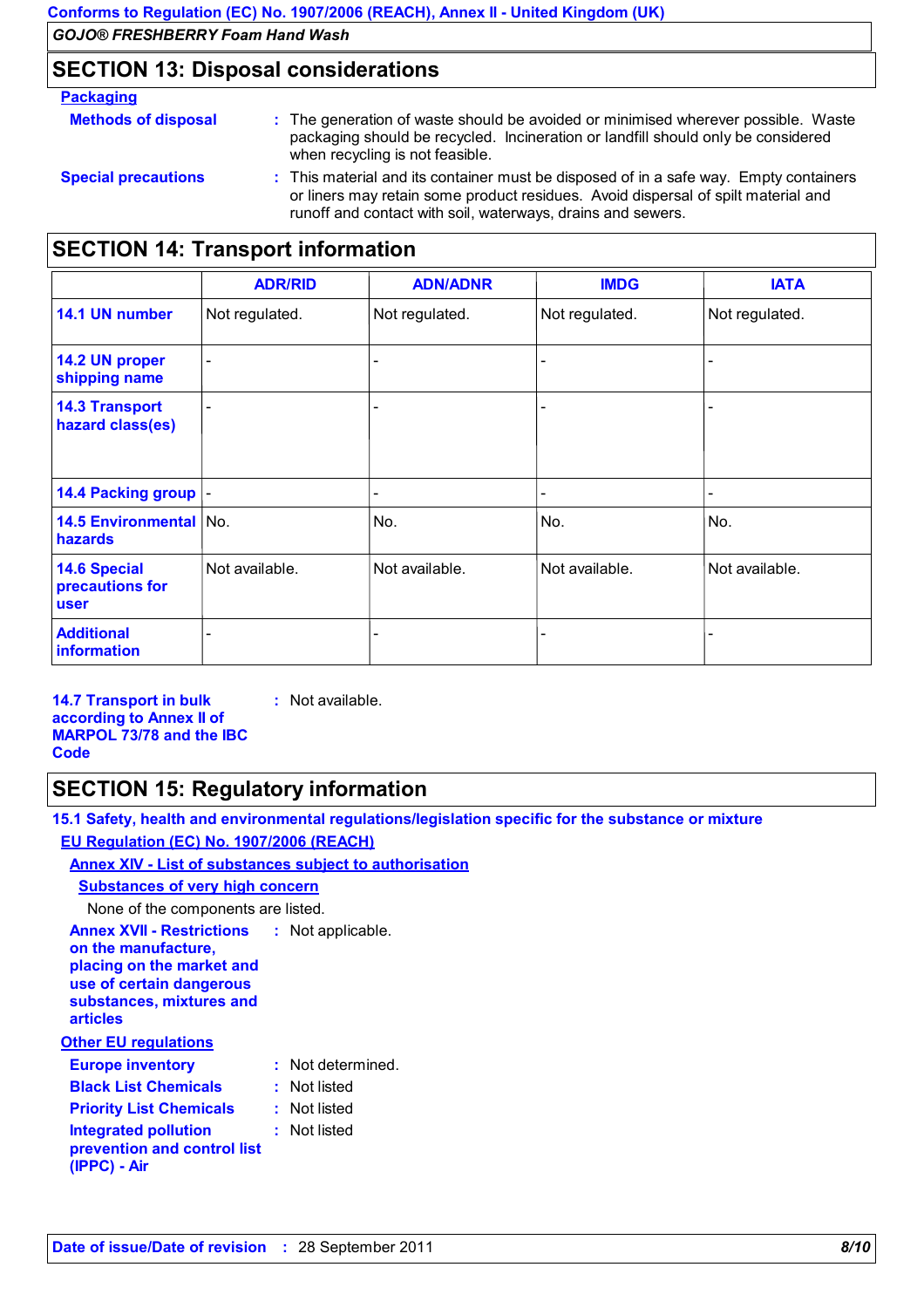## SECTION 13: Disposal considerations

### Packaging

**Methods of disposal** : The generation of waste should be avoided or minimised wherever possible. Waste packaging should be recycled. Incineration or landfill should only be considered when recycling is not feasible.

**Special precautions** : This material and its container must be disposed of in a safe way. Empty containers or liners may retain some product residues. Avoid dispersal of spilt material and runoff and contact with soil, waterways, drains and sewers.

## SECTION 14: Transport information

| | ADR/RID | ADN/ADNR | IMDG | IATA |
|---|---|---|---|---|
| **14.1 UN number** | Not regulated. | Not regulated. | Not regulated. | Not regulated. |
| **14.2 UN proper shipping name** | - | - | - | - |
| **14.3 Transport hazard class(es)** | - | - | - | - |
| **14.4 Packing group** | - | - | - | - |
| **14.5 Environmental hazards** | No. | No. | No. | No. |
| **14.6 Special precautions for user** | Not available. | Not available. | Not available. | Not available. |
| **Additional information** | - | - | - | - |

**14.7 Transport in bulk according to Annex II of MARPOL 73/78 and the IBC Code** : Not available.

## SECTION 15: Regulatory information

### 15.1 Safety, health and environmental regulations/legislation specific for the substance or mixture

**EU Regulation (EC) No. 1907/2006 (REACH)**

**Annex XIV - List of substances subject to authorisation**

**Substances of very high concern**

None of the components are listed.

**Annex XVII - Restrictions on the manufacture, placing on the market and use of certain dangerous substances, mixtures and articles** : Not applicable.

**Other EU regulations**

**Europe inventory** : Not determined.

**Black List Chemicals** : Not listed

**Priority List Chemicals** : Not listed

**Integrated pollution prevention and control list (IPPC) - Air** : Not listed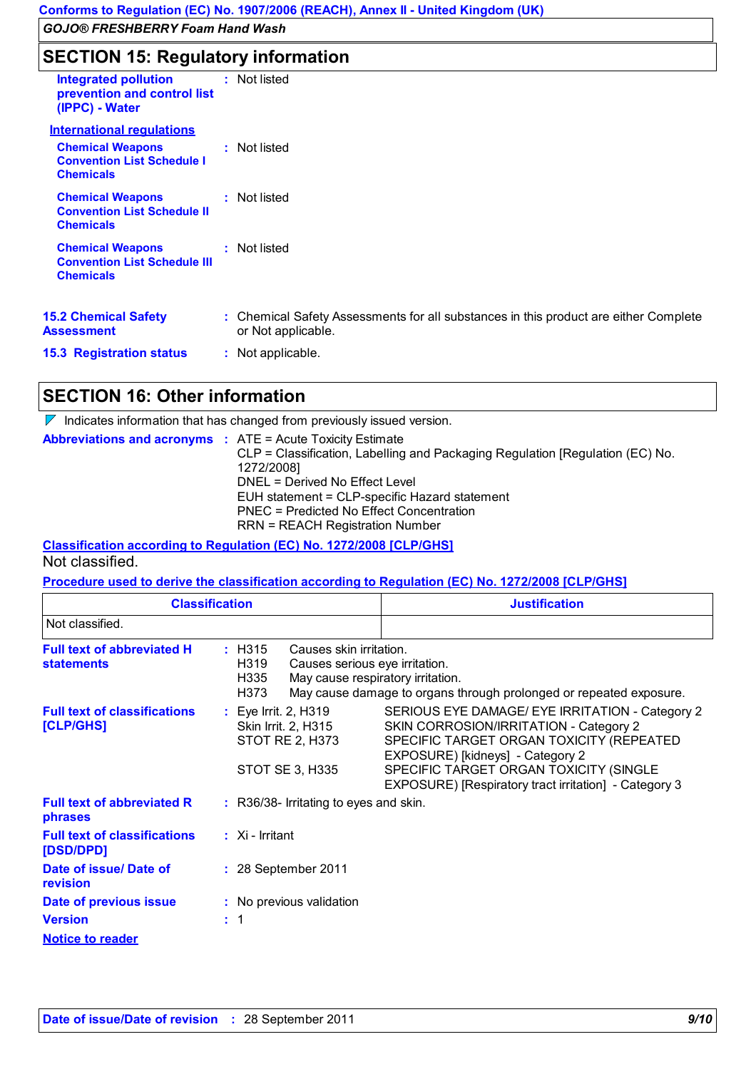**Integrated pollution prevention and control list (IPPC) - Water** : Not listed

**International regulations**

**Chemical Weapons Convention List Schedule I Chemicals** : Not listed

**Chemical Weapons Convention List Schedule II Chemicals** : Not listed

**Chemical Weapons Convention List Schedule III Chemicals** : Not listed

**15.2 Chemical Safety Assessment** : Chemical Safety Assessments for all substances in this product are either Complete or Not applicable.

**15.3 Registration status** : Not applicable.

## SECTION 16: Other information

Indicates information that has changed from previously issued version.

**Abbreviations and acronyms** : ATE = Acute Toxicity Estimate
CLP = Classification, Labelling and Packaging Regulation [Regulation (EC) No. 1272/2008]
DNEL = Derived No Effect Level
EUH statement = CLP-specific Hazard statement
PNEC = Predicted No Effect Concentration
RRN = REACH Registration Number

**Classification according to Regulation (EC) No. 1272/2008 [CLP/GHS]**

Not classified.

**Procedure used to derive the classification according to Regulation (EC) No. 1272/2008 [CLP/GHS]**

| Classification | Justification |
|---|---|
| Not classified. | |

**Full text of abbreviated H statements** :
H315 Causes skin irritation.
H319 Causes serious eye irritation.
H335 May cause respiratory irritation.
H373 May cause damage to organs through prolonged or repeated exposure.

**Full text of classifications [CLP/GHS]** :
Eye Irrit. 2, H319 SERIOUS EYE DAMAGE/ EYE IRRITATION - Category 2
Skin Irrit. 2, H315 SKIN CORROSION/IRRITATION - Category 2
STOT RE 2, H373 SPECIFIC TARGET ORGAN TOXICITY (REPEATED EXPOSURE) [kidneys] - Category 2
STOT SE 3, H335 SPECIFIC TARGET ORGAN TOXICITY (SINGLE EXPOSURE) [Respiratory tract irritation] - Category 3

**Full text of abbreviated R phrases** : R36/38- Irritating to eyes and skin.

**Full text of classifications [DSD/DPD]** : Xi - Irritant

**Date of issue/ Date of revision** : 28 September 2011

**Date of previous issue** : No previous validation

**Version** : 1

**Notice to reader**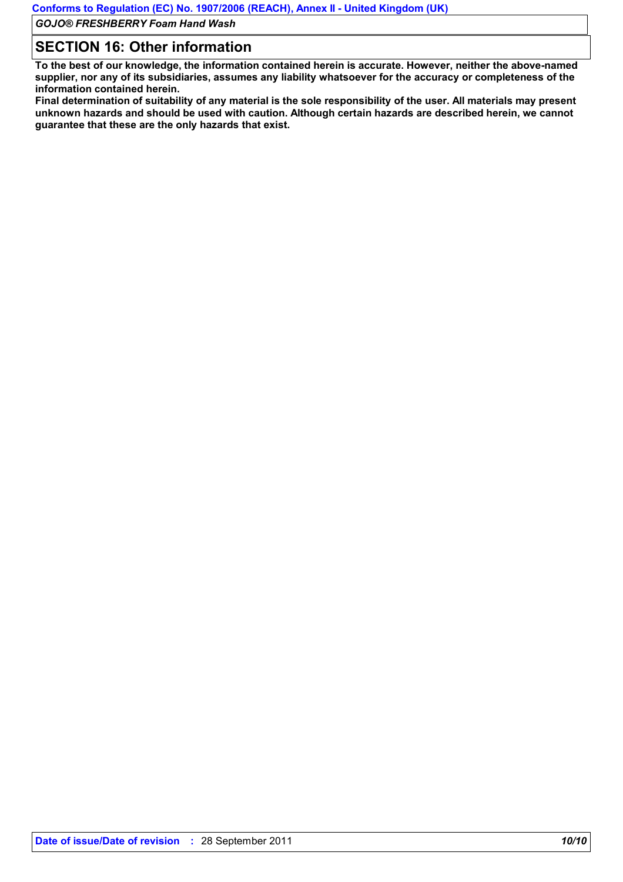## SECTION 16: Other information

**To the best of our knowledge, the information contained herein is accurate. However, neither the above-named supplier, nor any of its subsidiaries, assumes any liability whatsoever for the accuracy or completeness of the information contained herein.**

**Final determination of suitability of any material is the sole responsibility of the user. All materials may present unknown hazards and should be used with caution. Although certain hazards are described herein, we cannot guarantee that these are the only hazards that exist.**